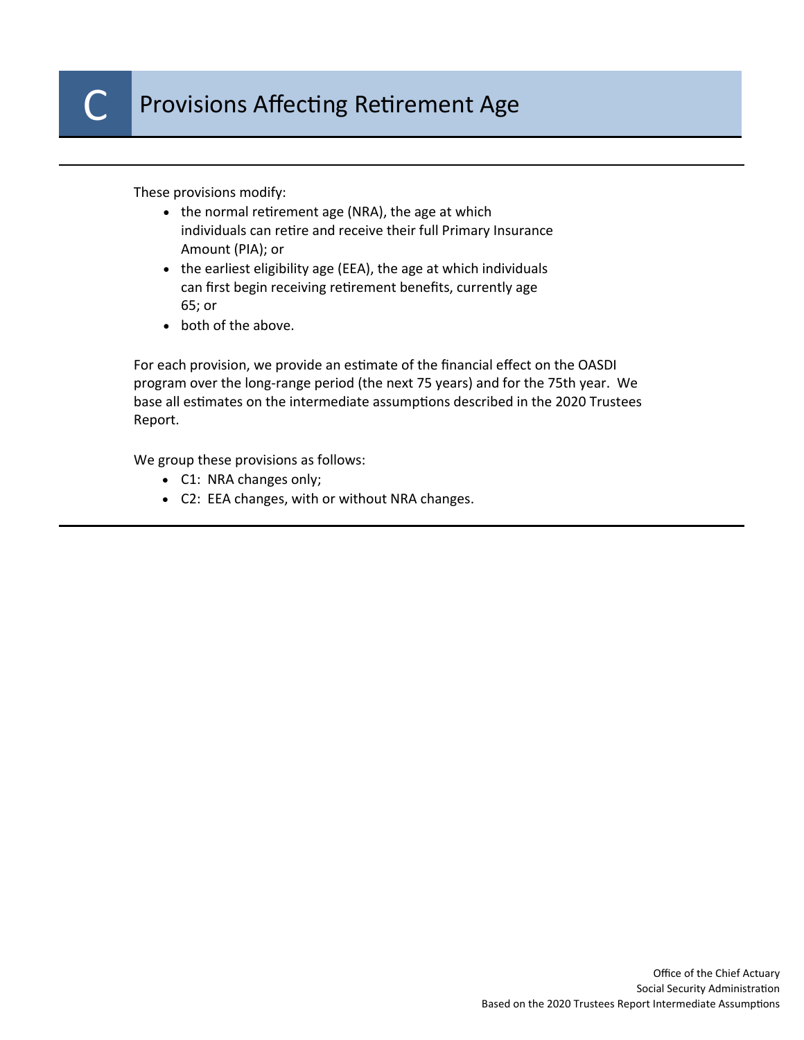# C Provisions Affecting Retirement Age

These provisions modify:

- the normal retirement age (NRA), the age at which individuals can retire and receive their full Primary Insurance Amount (PIA); or
- the earliest eligibility age (EEA), the age at which individuals can first begin receiving retirement benefits, currently age 65; or
- both of the above.

For each provision, we provide an estimate of the financial effect on the OASDI program over the long-range period (the next 75 years) and for the 75th year. We base all estimates on the intermediate assumptions described in the 2020 Trustees Report.

We group these provisions as follows:

- C1: NRA changes only;
- C2: EEA changes, with or without NRA changes.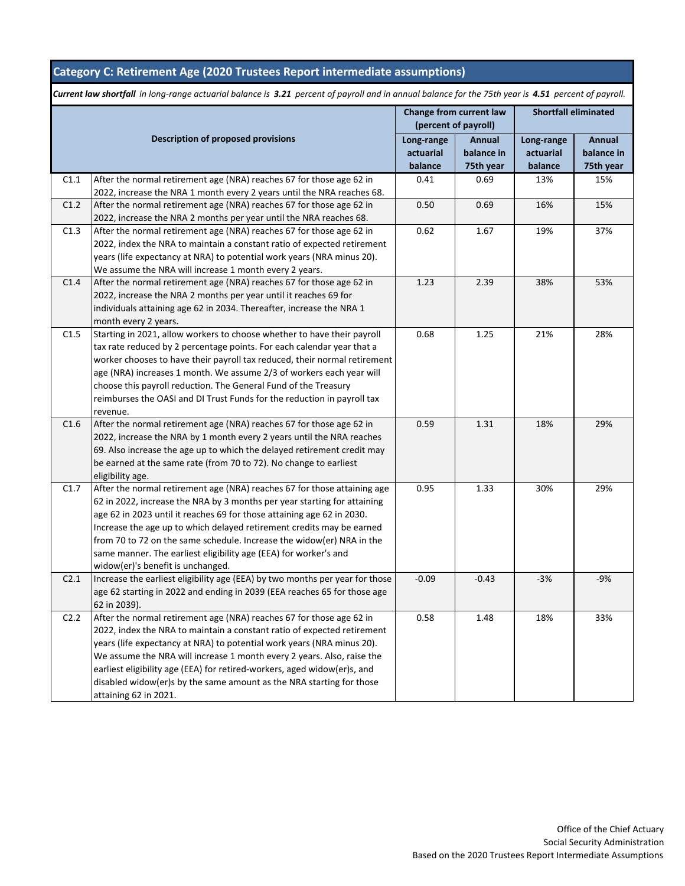## Category C: Retirement Age (2020 Trustees Report intermediate assumptions)

***Current law shortfall** in long-range actuarial balance is **3.21** percent of payroll and in annual balance for the 75th year is **4.51** percent of payroll.*

| | Description of proposed provisions | Change from current law (percent of payroll) | | Shortfall eliminated | |
|---|---|---|---|---|---|
| | | Long-range actuarial balance | Annual balance in 75th year | Long-range actuarial balance | Annual balance in 75th year |
| C1.1 | After the normal retirement age (NRA) reaches 67 for those age 62 in 2022, increase the NRA 1 month every 2 years until the NRA reaches 68. | 0.41 | 0.69 | 13% | 15% |
| C1.2 | After the normal retirement age (NRA) reaches 67 for those age 62 in 2022, increase the NRA 2 months per year until the NRA reaches 68. | 0.50 | 0.69 | 16% | 15% |
| C1.3 | After the normal retirement age (NRA) reaches 67 for those age 62 in 2022, index the NRA to maintain a constant ratio of expected retirement years (life expectancy at NRA) to potential work years (NRA minus 20). We assume the NRA will increase 1 month every 2 years. | 0.62 | 1.67 | 19% | 37% |
| C1.4 | After the normal retirement age (NRA) reaches 67 for those age 62 in 2022, increase the NRA 2 months per year until it reaches 69 for individuals attaining age 62 in 2034. Thereafter, increase the NRA 1 month every 2 years. | 1.23 | 2.39 | 38% | 53% |
| C1.5 | Starting in 2021, allow workers to choose whether to have their payroll tax rate reduced by 2 percentage points. For each calendar year that a worker chooses to have their payroll tax reduced, their normal retirement age (NRA) increases 1 month. We assume 2/3 of workers each year will choose this payroll reduction. The General Fund of the Treasury reimburses the OASI and DI Trust Funds for the reduction in payroll tax revenue. | 0.68 | 1.25 | 21% | 28% |
| C1.6 | After the normal retirement age (NRA) reaches 67 for those age 62 in 2022, increase the NRA by 1 month every 2 years until the NRA reaches 69. Also increase the age up to which the delayed retirement credit may be earned at the same rate (from 70 to 72). No change to earliest eligibility age. | 0.59 | 1.31 | 18% | 29% |
| C1.7 | After the normal retirement age (NRA) reaches 67 for those attaining age 62 in 2022, increase the NRA by 3 months per year starting for attaining age 62 in 2023 until it reaches 69 for those attaining age 62 in 2030. Increase the age up to which delayed retirement credits may be earned from 70 to 72 on the same schedule. Increase the widow(er) NRA in the same manner. The earliest eligibility age (EEA) for worker's and widow(er)'s benefit is unchanged. | 0.95 | 1.33 | 30% | 29% |
| C2.1 | Increase the earliest eligibility age (EEA) by two months per year for those age 62 starting in 2022 and ending in 2039 (EEA reaches 65 for those age 62 in 2039). | -0.09 | -0.43 | -3% | -9% |
| C2.2 | After the normal retirement age (NRA) reaches 67 for those age 62 in 2022, index the NRA to maintain a constant ratio of expected retirement years (life expectancy at NRA) to potential work years (NRA minus 20). We assume the NRA will increase 1 month every 2 years. Also, raise the earliest eligibility age (EEA) for retired-workers, aged widow(er)s, and disabled widow(er)s by the same amount as the NRA starting for those attaining 62 in 2021. | 0.58 | 1.48 | 18% | 33% |

Office of the Chief Actuary
Social Security Administration
Based on the 2020 Trustees Report Intermediate Assumptions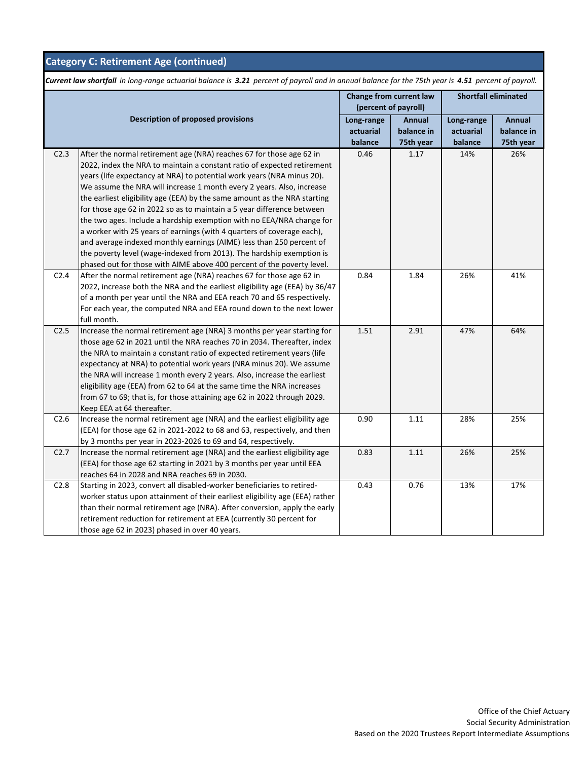## Category C: Retirement Age (continued)

***Current law shortfall** in long-range actuarial balance is **3.21** percent of payroll and in annual balance for the 75th year is **4.51** percent of payroll.*

| | Description of proposed provisions | Change from current law (percent of payroll) | | Shortfall eliminated | |
|---|---|---|---|---|---|
| | | Long-range actuarial balance | Annual balance in 75th year | Long-range actuarial balance | Annual balance in 75th year |
| C2.3 | After the normal retirement age (NRA) reaches 67 for those age 62 in 2022, index the NRA to maintain a constant ratio of expected retirement years (life expectancy at NRA) to potential work years (NRA minus 20). We assume the NRA will increase 1 month every 2 years. Also, increase the earliest eligibility age (EEA) by the same amount as the NRA starting for those age 62 in 2022 so as to maintain a 5 year difference between the two ages. Include a hardship exemption with no EEA/NRA change for a worker with 25 years of earnings (with 4 quarters of coverage each), and average indexed monthly earnings (AIME) less than 250 percent of the poverty level (wage-indexed from 2013). The hardship exemption is phased out for those with AIME above 400 percent of the poverty level. | 0.46 | 1.17 | 14% | 26% |
| C2.4 | After the normal retirement age (NRA) reaches 67 for those age 62 in 2022, increase both the NRA and the earliest eligibility age (EEA) by 36/47 of a month per year until the NRA and EEA reach 70 and 65 respectively. For each year, the computed NRA and EEA round down to the next lower full month. | 0.84 | 1.84 | 26% | 41% |
| C2.5 | Increase the normal retirement age (NRA) 3 months per year starting for those age 62 in 2021 until the NRA reaches 70 in 2034. Thereafter, index the NRA to maintain a constant ratio of expected retirement years (life expectancy at NRA) to potential work years (NRA minus 20). We assume the NRA will increase 1 month every 2 years. Also, increase the earliest eligibility age (EEA) from 62 to 64 at the same time the NRA increases from 67 to 69; that is, for those attaining age 62 in 2022 through 2029. Keep EEA at 64 thereafter. | 1.51 | 2.91 | 47% | 64% |
| C2.6 | Increase the normal retirement age (NRA) and the earliest eligibility age (EEA) for those age 62 in 2021-2022 to 68 and 63, respectively, and then by 3 months per year in 2023-2026 to 69 and 64, respectively. | 0.90 | 1.11 | 28% | 25% |
| C2.7 | Increase the normal retirement age (NRA) and the earliest eligibility age (EEA) for those age 62 starting in 2021 by 3 months per year until EEA reaches 64 in 2028 and NRA reaches 69 in 2030. | 0.83 | 1.11 | 26% | 25% |
| C2.8 | Starting in 2023, convert all disabled-worker beneficiaries to retired-worker status upon attainment of their earliest eligibility age (EEA) rather than their normal retirement age (NRA). After conversion, apply the early retirement reduction for retirement at EEA (currently 30 percent for those age 62 in 2023) phased in over 40 years. | 0.43 | 0.76 | 13% | 17% |

Office of the Chief Actuary
Social Security Administration
Based on the 2020 Trustees Report Intermediate Assumptions